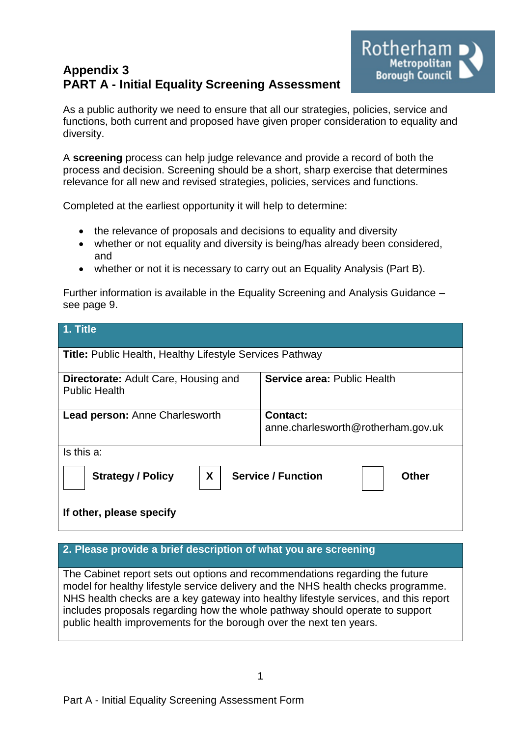# Appendix 3
## PART A - Initial Equality Screening Assessment

As a public authority we need to ensure that all our strategies, policies, service and functions, both current and proposed have given proper consideration to equality and diversity.

A **screening** process can help judge relevance and provide a record of both the process and decision. Screening should be a short, sharp exercise that determines relevance for all new and revised strategies, policies, services and functions.

Completed at the earliest opportunity it will help to determine:

- the relevance of proposals and decisions to equality and diversity
- whether or not equality and diversity is being/has already been considered, and
- whether or not it is necessary to carry out an Equality Analysis (Part B).

Further information is available in the Equality Screening and Analysis Guidance – see page 9.

| **1. Title** | |
|---|---|
| **Title:** Public Health, Healthy Lifestyle Services Pathway | |
| **Directorate:** Adult Care, Housing and Public Health | **Service area:** Public Health |
| **Lead person:** Anne Charlesworth | **Contact:** anne.charlesworth@rotherham.gov.uk |
| Is this a: [ ] **Strategy / Policy** [X] **Service / Function** [ ] **Other** | |
| **If other, please specify** | |

| **2. Please provide a brief description of what you are screening** |
|---|
| The Cabinet report sets out options and recommendations regarding the future model for healthy lifestyle service delivery and the NHS health checks programme. NHS health checks are a key gateway into healthy lifestyle services, and this report includes proposals regarding how the whole pathway should operate to support public health improvements for the borough over the next ten years. |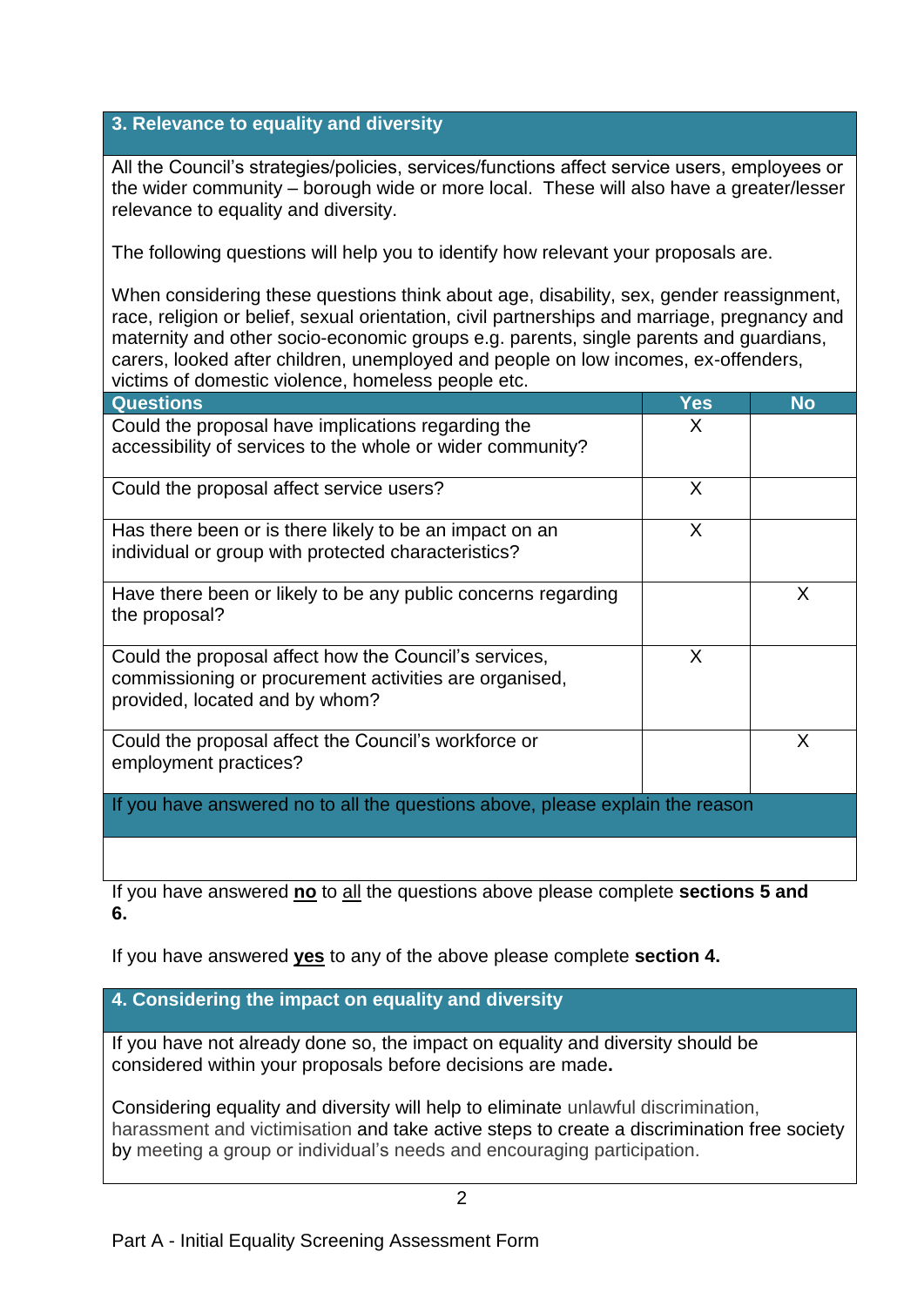## 3. Relevance to equality and diversity

All the Council's strategies/policies, services/functions affect service users, employees or the wider community – borough wide or more local. These will also have a greater/lesser relevance to equality and diversity.

The following questions will help you to identify how relevant your proposals are.

When considering these questions think about age, disability, sex, gender reassignment, race, religion or belief, sexual orientation, civil partnerships and marriage, pregnancy and maternity and other socio-economic groups e.g. parents, single parents and guardians, carers, looked after children, unemployed and people on low incomes, ex-offenders, victims of domestic violence, homeless people etc.

| Questions | Yes | No |
|---|---|---|
| Could the proposal have implications regarding the accessibility of services to the whole or wider community? | X | |
| Could the proposal affect service users? | X | |
| Has there been or is there likely to be an impact on an individual or group with protected characteristics? | X | |
| Have there been or likely to be any public concerns regarding the proposal? | | X |
| Could the proposal affect how the Council's services, commissioning or procurement activities are organised, provided, located and by whom? | X | |
| Could the proposal affect the Council's workforce or employment practices? | | X |

**If you have answered no to all the questions above, please explain the reason**

If you have answered **no** to all the questions above please complete **sections 5 and 6.**

If you have answered **yes** to any of the above please complete **section 4.**

## 4. Considering the impact on equality and diversity

If you have not already done so, the impact on equality and diversity should be considered within your proposals before decisions are made**.**

Considering equality and diversity will help to eliminate unlawful discrimination, harassment and victimisation and take active steps to create a discrimination free society by meeting a group or individual's needs and encouraging participation.

Part A - Initial Equality Screening Assessment Form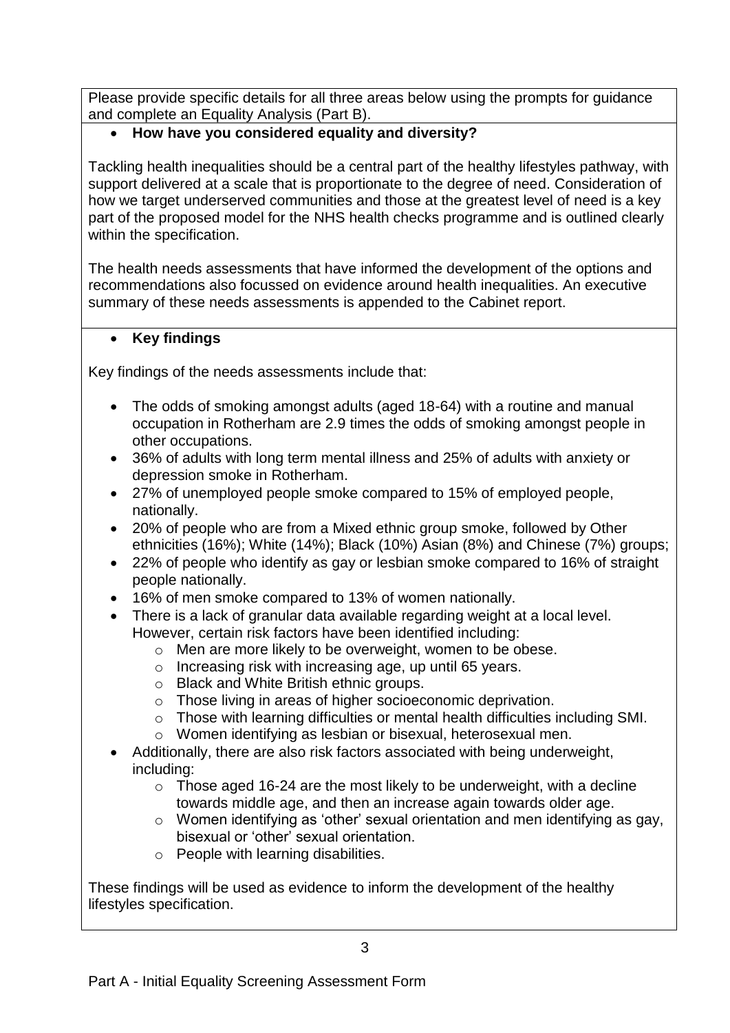Please provide specific details for all three areas below using the prompts for guidance and complete an Equality Analysis (Part B).

- **How have you considered equality and diversity?**

Tackling health inequalities should be a central part of the healthy lifestyles pathway, with support delivered at a scale that is proportionate to the degree of need. Consideration of how we target underserved communities and those at the greatest level of need is a key part of the proposed model for the NHS health checks programme and is outlined clearly within the specification.

The health needs assessments that have informed the development of the options and recommendations also focussed on evidence around health inequalities. An executive summary of these needs assessments is appended to the Cabinet report.

- **Key findings**

Key findings of the needs assessments include that:

- The odds of smoking amongst adults (aged 18-64) with a routine and manual occupation in Rotherham are 2.9 times the odds of smoking amongst people in other occupations.
- 36% of adults with long term mental illness and 25% of adults with anxiety or depression smoke in Rotherham.
- 27% of unemployed people smoke compared to 15% of employed people, nationally.
- 20% of people who are from a Mixed ethnic group smoke, followed by Other ethnicities (16%); White (14%); Black (10%) Asian (8%) and Chinese (7%) groups;
- 22% of people who identify as gay or lesbian smoke compared to 16% of straight people nationally.
- 16% of men smoke compared to 13% of women nationally.
- There is a lack of granular data available regarding weight at a local level. However, certain risk factors have been identified including:
  - Men are more likely to be overweight, women to be obese.
  - Increasing risk with increasing age, up until 65 years.
  - Black and White British ethnic groups.
  - Those living in areas of higher socioeconomic deprivation.
  - Those with learning difficulties or mental health difficulties including SMI.
  - Women identifying as lesbian or bisexual, heterosexual men.
- Additionally, there are also risk factors associated with being underweight, including:
  - Those aged 16-24 are the most likely to be underweight, with a decline towards middle age, and then an increase again towards older age.
  - Women identifying as 'other' sexual orientation and men identifying as gay, bisexual or 'other' sexual orientation.
  - People with learning disabilities.

These findings will be used as evidence to inform the development of the healthy lifestyles specification.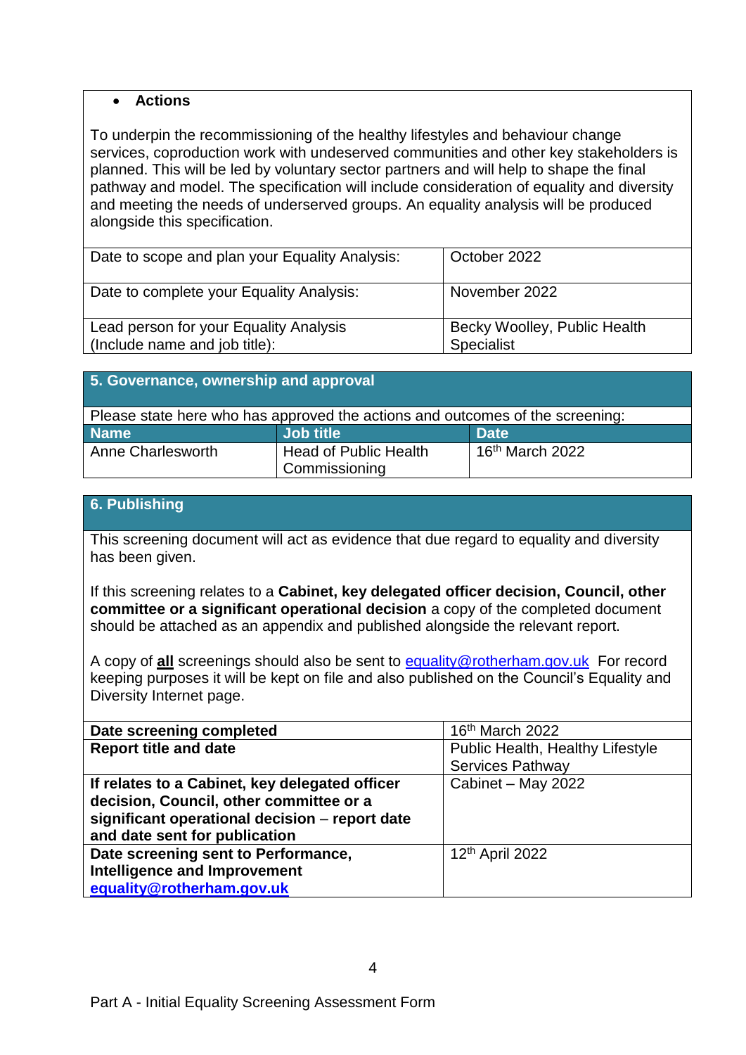- **Actions**

To underpin the recommissioning of the healthy lifestyles and behaviour change services, coproduction work with undeserved communities and other key stakeholders is planned. This will be led by voluntary sector partners and will help to shape the final pathway and model. The specification will include consideration of equality and diversity and meeting the needs of underserved groups. An equality analysis will be produced alongside this specification.

| | |
|---|---|
| Date to scope and plan your Equality Analysis: | October 2022 |
| Date to complete your Equality Analysis: | November 2022 |
| Lead person for your Equality Analysis (Include name and job title): | Becky Woolley, Public Health Specialist |

## 5. Governance, ownership and approval

Please state here who has approved the actions and outcomes of the screening:

| Name | Job title | Date |
|---|---|---|
| Anne Charlesworth | Head of Public Health Commissioning | 16th March 2022 |

## 6. Publishing

This screening document will act as evidence that due regard to equality and diversity has been given.

If this screening relates to a **Cabinet, key delegated officer decision, Council, other committee or a significant operational decision** a copy of the completed document should be attached as an appendix and published alongside the relevant report.

A copy of **all** screenings should also be sent to equality@rotherham.gov.uk For record keeping purposes it will be kept on file and also published on the Council's Equality and Diversity Internet page.

| | |
|---|---|
| **Date screening completed** | 16th March 2022 |
| **Report title and date** | Public Health, Healthy Lifestyle Services Pathway |
| **If relates to a Cabinet, key delegated officer decision, Council, other committee or a significant operational decision – report date and date sent for publication** | Cabinet – May 2022 |
| **Date screening sent to Performance, Intelligence and Improvement equality@rotherham.gov.uk** | 12th April 2022 |

Part A - Initial Equality Screening Assessment Form